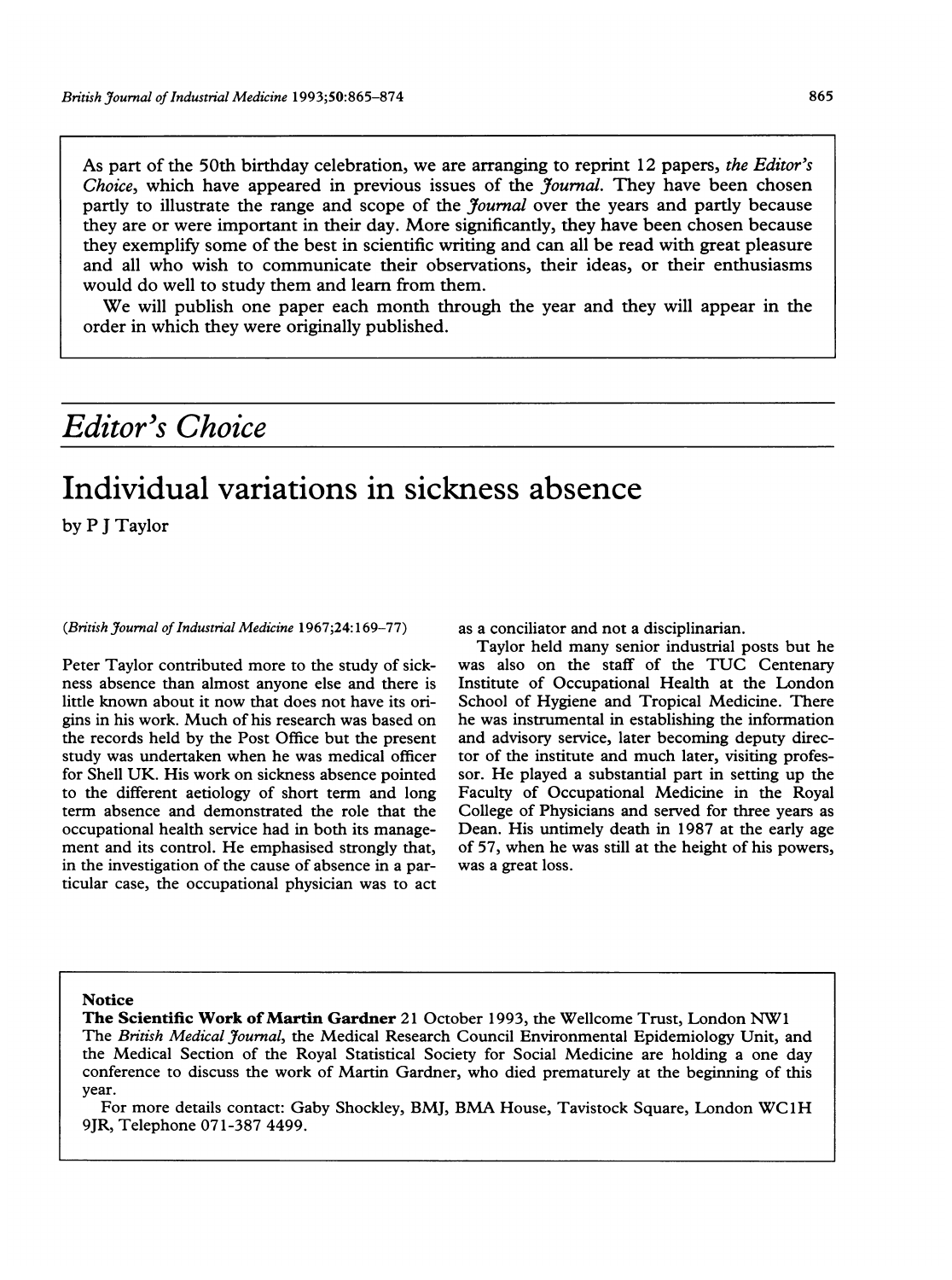As part of the 50th birthday celebration, we are arranging to reprint 12 papers, *the Editor's Choice*, which have appeared in previous issues of the *Journal*. They have been chosen partly to illustrate the range and scope of the *Journal* over the years and partly because they are or were important in their day. More significantly, they have been chosen because they exemplify some of the best in scientific writing and can all be read with great pleasure and all who wish to communicate their observations, their ideas, or their enthusiasms would do well to study them and learn from them.

We will publish one paper each month through the year and they will appear in the order in which they were originally published.

## *Editor's Choice*

# Individual variations in sickness absence

by P J Taylor

(*British Journal of Industrial Medicine* 1967;24:169–77)

Peter Taylor contributed more to the study of sickness absence than almost anyone else and there is little known about it now that does not have its origins in his work. Much of his research was based on the records held by the Post Office but the present study was undertaken when he was medical officer for Shell UK. His work on sickness absence pointed to the different aetiology of short term and long term absence and demonstrated the role that the occupational health service had in both its management and its control. He emphasised strongly that, in the investigation of the cause of absence in a particular case, the occupational physician was to act as a conciliator and not a disciplinarian.

Taylor held many senior industrial posts but he was also on the staff of the TUC Centenary Institute of Occupational Health at the London School of Hygiene and Tropical Medicine. There he was instrumental in establishing the information and advisory service, later becoming deputy director of the institute and much later, visiting professor. He played a substantial part in setting up the Faculty of Occupational Medicine in the Royal College of Physicians and served for three years as Dean. His untimely death in 1987 at the early age of 57, when he was still at the height of his powers, was a great loss.

**Notice**

**The Scientific Work of Martin Gardner** 21 October 1993, the Wellcome Trust, London NW1

The *British Medical Journal*, the Medical Research Council Environmental Epidemiology Unit, and the Medical Section of the Royal Statistical Society for Social Medicine are holding a one day conference to discuss the work of Martin Gardner, who died prematurely at the beginning of this year.

For more details contact: Gaby Shockley, BMJ, BMA House, Tavistock Square, London WC1H 9JR, Telephone 071-387 4499.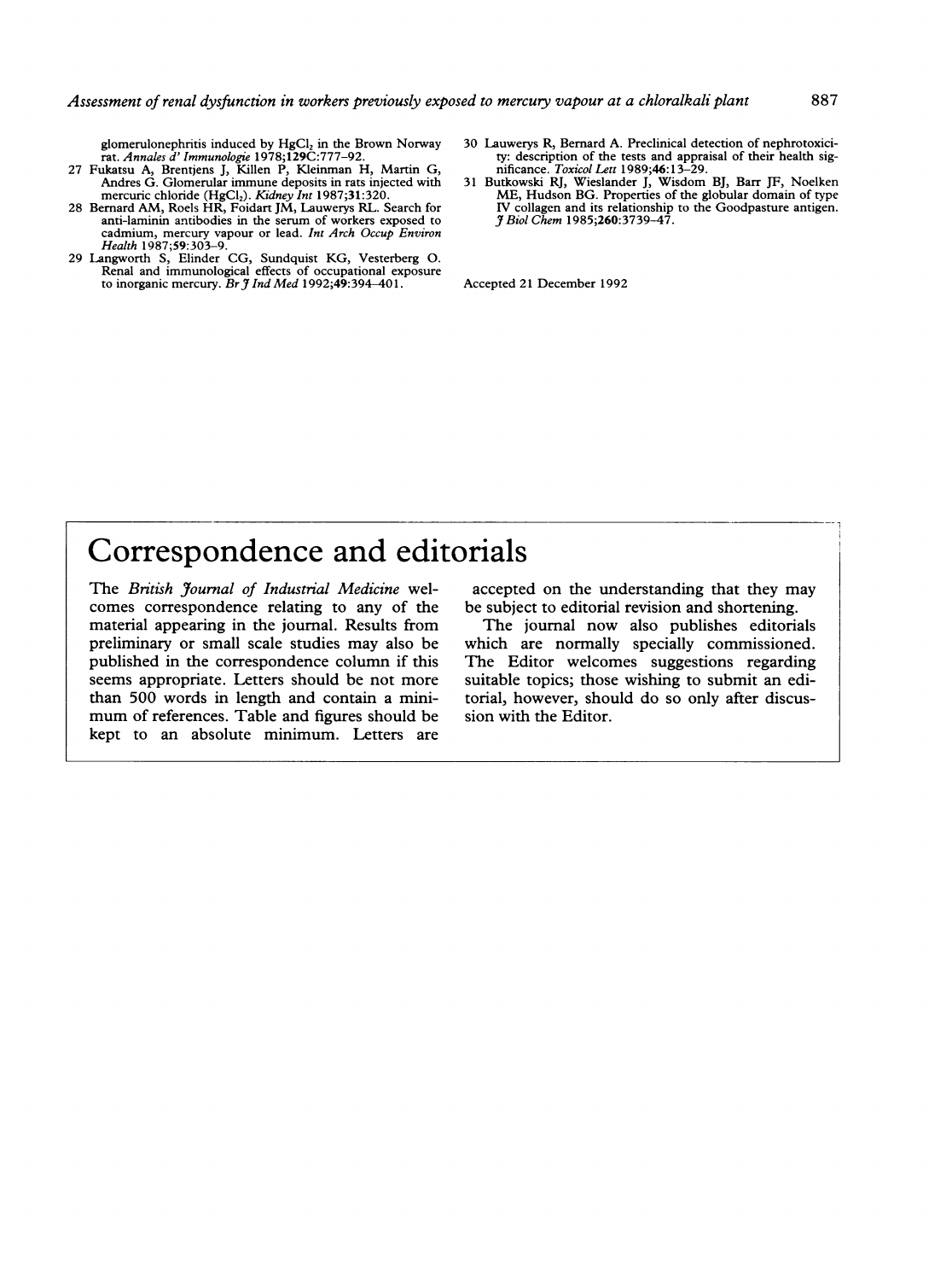glomerulonephritis induced by $HgCl_2$ in the Brown Norway rat. *Annales d' Immunologie* 1978;**129C**:777–92.

27 Fukatsu A, Brentjens J, Killen P, Kleinman H, Martin G, Andres G. Glomerular immune deposits in rats injected with mercuric chloride ($HgCl_2$). *Kidney Int* 1987;**31**:320.

28 Bernard AM, Roels HR, Foidart JM, Lauwerys RL. Search for anti-laminin antibodies in the serum of workers exposed to cadmium, mercury vapour or lead. *Int Arch Occup Environ Health* 1987;**59**:303–9.

29 Langworth S, Elinder CG, Sundquist KG, Vesterberg O. Renal and immunological effects of occupational exposure to inorganic mercury. *Br J Ind Med* 1992;**49**:394–401.

30 Lauwerys R, Bernard A. Preclinical detection of nephrotoxicity: description of the tests and appraisal of their health significance. *Toxicol Lett* 1989;**46**:13–29.

31 Butkowski RJ, Wieslander J, Wisdom BJ, Barr JF, Noelken ME, Hudson BG. Properties of the globular domain of type IV collagen and its relationship to the Goodpasture antigen. *J Biol Chem* 1985;**260**:3739–47.

Accepted 21 December 1992

# Correspondence and editorials

The *British Journal of Industrial Medicine* welcomes correspondence relating to any of the material appearing in the journal. Results from preliminary or small scale studies may also be published in the correspondence column if this seems appropriate. Letters should be not more than 500 words in length and contain a minimum of references. Table and figures should be kept to an absolute minimum. Letters are accepted on the understanding that they may be subject to editorial revision and shortening.

The journal now also publishes editorials which are normally specially commissioned. The Editor welcomes suggestions regarding suitable topics; those wishing to submit an editorial, however, should do so only after discussion with the Editor.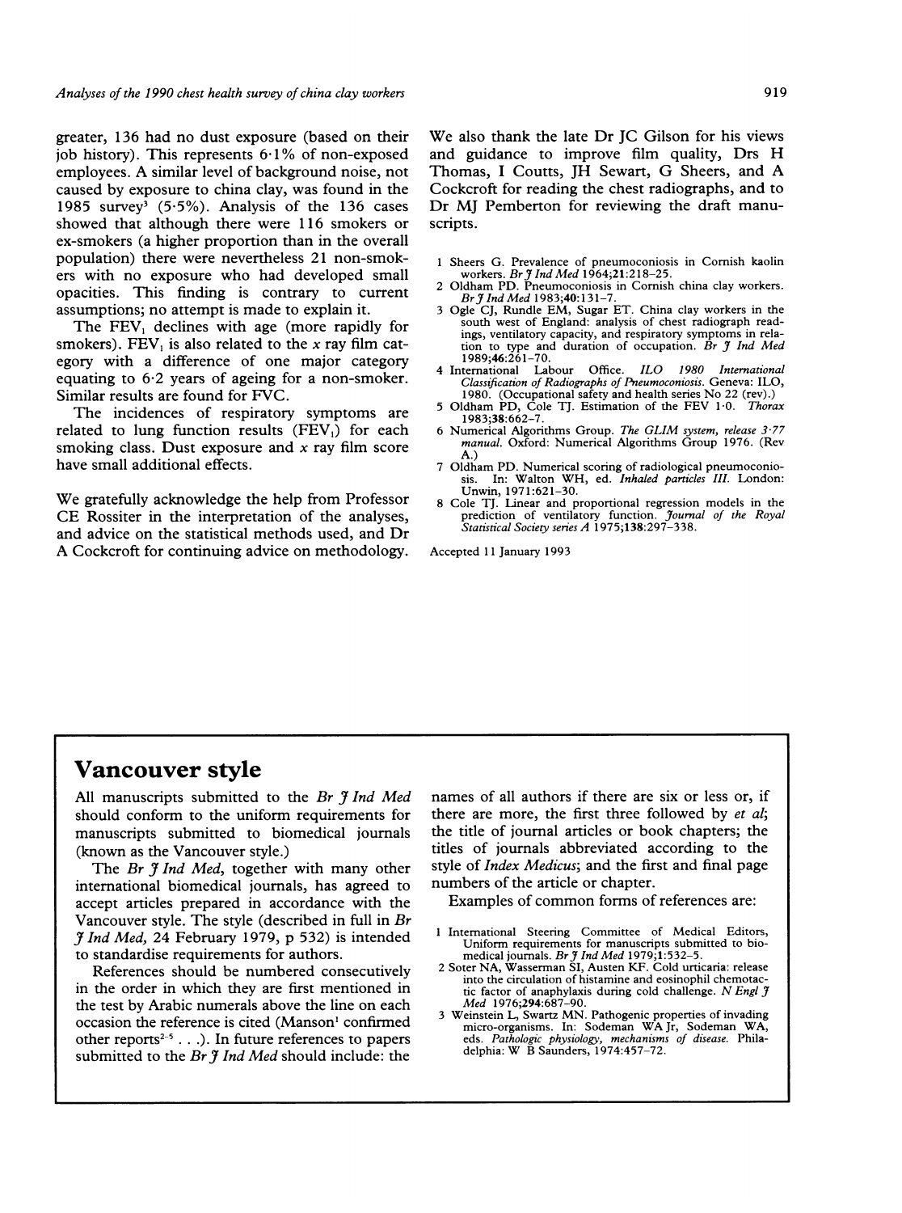greater, 136 had no dust exposure (based on their job history). This represents 6·1% of non-exposed employees. A similar level of background noise, not caused by exposure to china clay, was found in the 1985 survey[3] (5·5%). Analysis of the 136 cases showed that although there were 116 smokers or ex-smokers (a higher proportion than in the overall population) there were nevertheless 21 non-smokers with no exposure who had developed small opacities. This finding is contrary to current assumptions; no attempt is made to explain it.

The $FEV_1$ declines with age (more rapidly for smokers). $FEV_1$ is also related to the *x* ray film category with a difference of one major category equating to 6·2 years of ageing for a non-smoker. Similar results are found for FVC.

The incidences of respiratory symptoms are related to lung function results ($FEV_1$) for each smoking class. Dust exposure and *x* ray film score have small additional effects.

We gratefully acknowledge the help from Professor CE Rossiter in the interpretation of the analyses, and advice on the statistical methods used, and Dr A Cockcroft for continuing advice on methodology. We also thank the late Dr JC Gilson for his views and guidance to improve film quality, Drs H Thomas, I Coutts, JH Sewart, G Sheers, and A Cockcroft for reading the chest radiographs, and to Dr MJ Pemberton for reviewing the draft manuscripts.

1 Sheers G. Prevalence of pneumoconiosis in Cornish kaolin workers. *Br J Ind Med* 1964;**21**:218–25.
2 Oldham PD. Pneumoconiosis in Cornish china clay workers. *Br J Ind Med* 1983;**40**:131–7.
3 Ogle CJ, Rundle EM, Sugar ET. China clay workers in the south west of England: analysis of chest radiograph readings, ventilatory capacity, and respiratory symptoms in relation to type and duration of occupation. *Br J Ind Med* 1989;**46**:261–70.
4 International Labour Office. *ILO 1980 International Classification of Radiographs of Pneumoconiosis*. Geneva: ILO, 1980. (Occupational safety and health series No 22 (rev).)
5 Oldham PD, Cole TJ. Estimation of the FEV 1·0. *Thorax* 1983;**38**:662–7.
6 Numerical Algorithms Group. *The GLIM system, release 3·77 manual*. Oxford: Numerical Algorithms Group 1976. (Rev A.)
7 Oldham PD. Numerical scoring of radiological pneumoconiosis. In: Walton WH, ed. *Inhaled particles III*. London: Unwin, 1971:621–30.
8 Cole TJ. Linear and proportional regression models in the prediction of ventilatory function. *Journal of the Royal Statistical Society series A* 1975;**138**:297–338.

Accepted 11 January 1993

## Vancouver style

All manuscripts submitted to the *Br J Ind Med* should conform to the uniform requirements for manuscripts submitted to biomedical journals (known as the Vancouver style.)

The *Br J Ind Med*, together with many other international biomedical journals, has agreed to accept articles prepared in accordance with the Vancouver style. The style (described in full in *Br J Ind Med*, 24 February 1979, p 532) is intended to standardise requirements for authors.

References should be numbered consecutively in the order in which they are first mentioned in the test by Arabic numerals above the line on each occasion the reference is cited (Manson[1] confirmed other reports[2-5] . . .). In future references to papers submitted to the *Br J Ind Med* should include: the names of all authors if there are six or less or, if there are more, the first three followed by *et al*; the title of journal articles or book chapters; the titles of journals abbreviated according to the style of *Index Medicus*; and the first and final page numbers of the article or chapter.

Examples of common forms of references are:

1 International Steering Committee of Medical Editors, Uniform requirements for manuscripts submitted to biomedical journals. *Br J Ind Med* 1979;**1**:532–5.
2 Soter NA, Wasserman SI, Austen KF. Cold urticaria: release into the circulation of histamine and eosinophil chemotactic factor of anaphylaxis during cold challenge. *N Engl J Med* 1976;**294**:687–90.
3 Weinstein L, Swartz MN. Pathogenic properties of invading micro-organisms. In: Sodeman WA Jr, Sodeman WA, eds. *Pathologic physiology, mechanisms of disease*. Philadelphia: W B Saunders, 1974:457–72.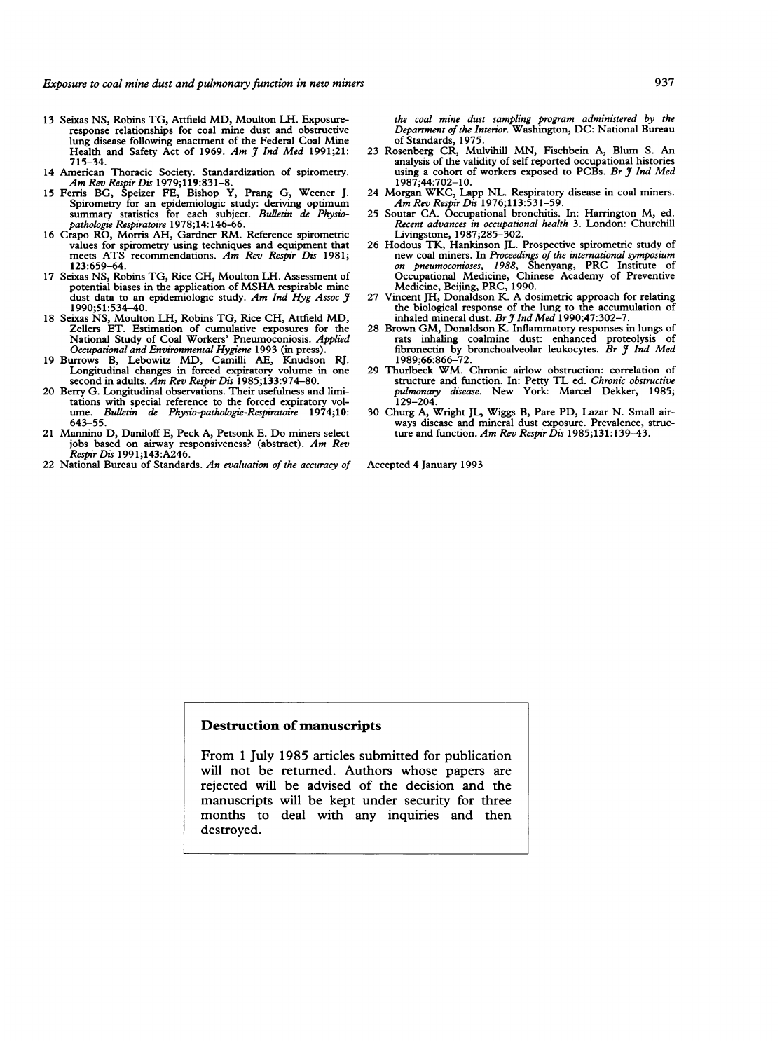13 Seixas NS, Robins TG, Attfield MD, Moulton LH. Exposure-response relationships for coal mine dust and obstructive lung disease following enactment of the Federal Coal Mine Health and Safety Act of 1969. *Am J Ind Med* 1991;**21**: 715–34.

14 American Thoracic Society. Standardization of spirometry. *Am Rev Respir Dis* 1979;**119**:831–8.

15 Ferris BG, Speizer FE, Bishop Y, Prang G, Weener J. Spirometry for an epidemiologic study: deriving optimum summary statistics for each subject. *Bulletin de Physio-pathologie Respiratoire* 1978;**14**:146–66.

16 Crapo RO, Morris AH, Gardner RM. Reference spirometric values for spirometry using techniques and equipment that meets ATS recommendations. *Am Rev Respir Dis* 1981; **123**:659–64.

17 Seixas NS, Robins TG, Rice CH, Moulton LH. Assessment of potential biases in the application of MSHA respirable mine dust data to an epidemiologic study. *Am Ind Hyg Assoc J* 1990;**51**:534–40.

18 Seixas NS, Moulton LH, Robins TG, Rice CH, Attfield MD, Zellers ET. Estimation of cumulative exposures for the National Study of Coal Workers' Pneumoconiosis. *Applied Occupational and Environmental Hygiene* 1993 (in press).

19 Burrows B, Lebowitz MD, Camilli AE, Knudson RJ. Longitudinal changes in forced expiratory volume in one second in adults. *Am Rev Respir Dis* 1985;**133**:974–80.

20 Berry G. Longitudinal observations. Their usefulness and limitations with special reference to the forced expiratory volume. *Bulletin de Physio-pathologie-Respiratoire* 1974;**10**: 643–55.

21 Mannino D, Daniloff E, Peck A, Petsonk E. Do miners select jobs based on airway responsiveness? (abstract). *Am Rev Respir Dis* 1991;**143**:A246.

22 National Bureau of Standards. *An evaluation of the accuracy of the coal mine dust sampling program administered by the Department of the Interior.* Washington, DC: National Bureau of Standards, 1975.

23 Rosenberg CR, Mulvihill MN, Fischbein A, Blum S. An analysis of the validity of self reported occupational histories using a cohort of workers exposed to PCBs. *Br J Ind Med* 1987;**44**:702–10.

24 Morgan WKC, Lapp NL. Respiratory disease in coal miners. *Am Rev Respir Dis* 1976;**113**:531–59.

25 Soutar CA. Occupational bronchitis. In: Harrington M, ed. *Recent advances in occupational health* 3. London: Churchill Livingstone, 1987;285–302.

26 Hodous TK, Hankinson JL. Prospective spirometric study of new coal miners. In *Proceedings of the international symposium on pneumoconioses, 1988*, Shenyang, PRC Institute of Occupational Medicine, Chinese Academy of Preventive Medicine, Beijing, PRC, 1990.

27 Vincent JH, Donaldson K. A dosimetric approach for relating the biological response of the lung to the accumulation of inhaled mineral dust. *Br J Ind Med* 1990;**47**:302–7.

28 Brown GM, Donaldson K. Inflammatory responses in lungs of rats inhaling coalmine dust: enhanced proteolysis of fibronectin by bronchoalveolar leukocytes. *Br J Ind Med* 1989;**66**:866–72.

29 Thurlbeck WM. Chronic airflow obstruction: correlation of structure and function. In: Petty TL ed. *Chronic obstructive pulmonary disease.* New York: Marcel Dekker, 1985; 129–204.

30 Churg A, Wright JL, Wiggs B, Pare PD, Lazar N. Small airways disease and mineral dust exposure. Prevalence, structure and function. *Am Rev Respir Dis* 1985;**131**:139–43.

Accepted 4 January 1993

## Destruction of manuscripts

From 1 July 1985 articles submitted for publication will not be returned. Authors whose papers are rejected will be advised of the decision and the manuscripts will be kept under security for three months to deal with any inquiries and then destroyed.